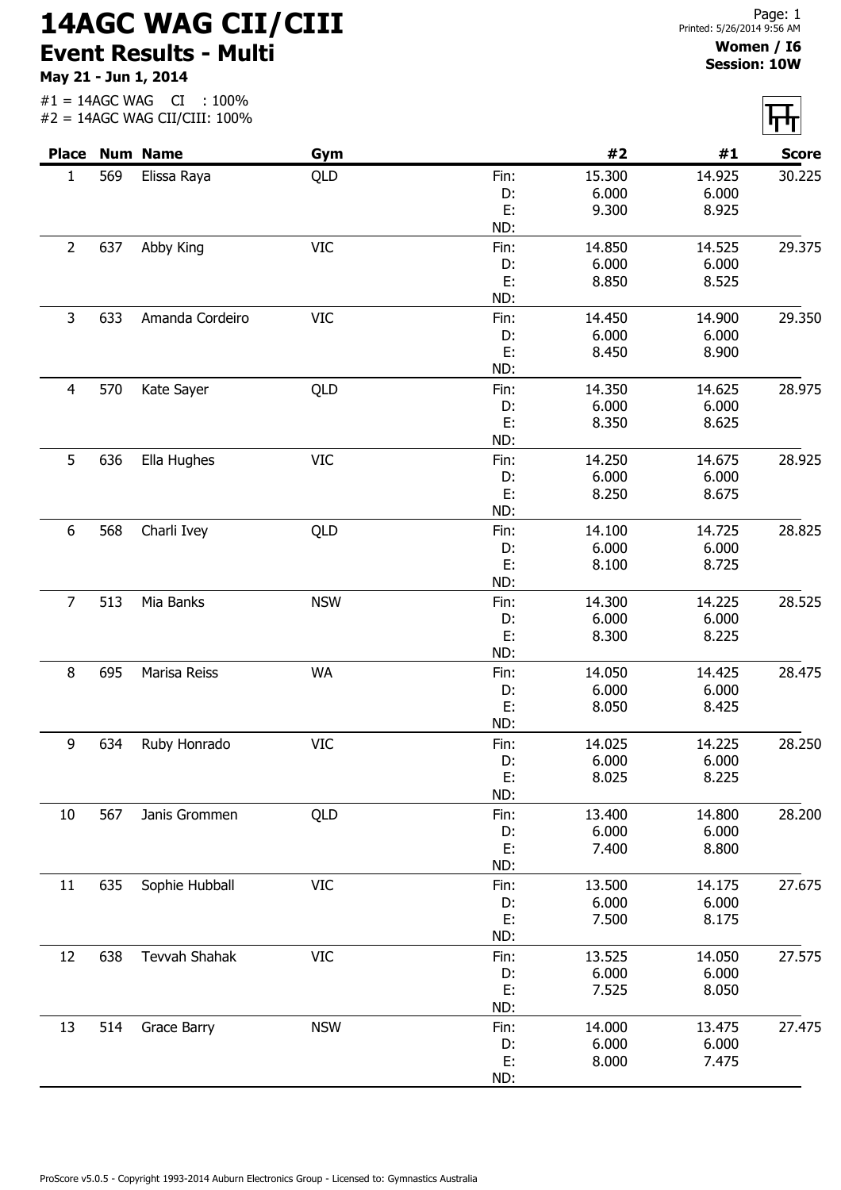# 14AGC WAG CII/CIII

## Event Results - Multi

**May 21 - Jun 1, 2014**

#1 = 14AGC WAG CI : 100%
#2 = 14AGC WAG CII/CIII: 100%

**Women / I6**
**Session: 10W**

| Place | Num | Name | Gym | | #2 | #1 | Score |
|---|---|---|---|---|---|---|---|
| 1 | 569 | Elissa Raya | QLD | Fin: | 15.300 | 14.925 | 30.225 |
| | | | | D: | 6.000 | 6.000 | |
| | | | | E: | 9.300 | 8.925 | |
| | | | | ND: | | | |
| 2 | 637 | Abby King | VIC | Fin: | 14.850 | 14.525 | 29.375 |
| | | | | D: | 6.000 | 6.000 | |
| | | | | E: | 8.850 | 8.525 | |
| | | | | ND: | | | |
| 3 | 633 | Amanda Cordeiro | VIC | Fin: | 14.450 | 14.900 | 29.350 |
| | | | | D: | 6.000 | 6.000 | |
| | | | | E: | 8.450 | 8.900 | |
| | | | | ND: | | | |
| 4 | 570 | Kate Sayer | QLD | Fin: | 14.350 | 14.625 | 28.975 |
| | | | | D: | 6.000 | 6.000 | |
| | | | | E: | 8.350 | 8.625 | |
| | | | | ND: | | | |
| 5 | 636 | Ella Hughes | VIC | Fin: | 14.250 | 14.675 | 28.925 |
| | | | | D: | 6.000 | 6.000 | |
| | | | | E: | 8.250 | 8.675 | |
| | | | | ND: | | | |
| 6 | 568 | Charli Ivey | QLD | Fin: | 14.100 | 14.725 | 28.825 |
| | | | | D: | 6.000 | 6.000 | |
| | | | | E: | 8.100 | 8.725 | |
| | | | | ND: | | | |
| 7 | 513 | Mia Banks | NSW | Fin: | 14.300 | 14.225 | 28.525 |
| | | | | D: | 6.000 | 6.000 | |
| | | | | E: | 8.300 | 8.225 | |
| | | | | ND: | | | |
| 8 | 695 | Marisa Reiss | WA | Fin: | 14.050 | 14.425 | 28.475 |
| | | | | D: | 6.000 | 6.000 | |
| | | | | E: | 8.050 | 8.425 | |
| | | | | ND: | | | |
| 9 | 634 | Ruby Honrado | VIC | Fin: | 14.025 | 14.225 | 28.250 |
| | | | | D: | 6.000 | 6.000 | |
| | | | | E: | 8.025 | 8.225 | |
| | | | | ND: | | | |
| 10 | 567 | Janis Grommen | QLD | Fin: | 13.400 | 14.800 | 28.200 |
| | | | | D: | 6.000 | 6.000 | |
| | | | | E: | 7.400 | 8.800 | |
| | | | | ND: | | | |
| 11 | 635 | Sophie Hubball | VIC | Fin: | 13.500 | 14.175 | 27.675 |
| | | | | D: | 6.000 | 6.000 | |
| | | | | E: | 7.500 | 8.175 | |
| | | | | ND: | | | |
| 12 | 638 | Tevvah Shahak | VIC | Fin: | 13.525 | 14.050 | 27.575 |
| | | | | D: | 6.000 | 6.000 | |
| | | | | E: | 7.525 | 8.050 | |
| | | | | ND: | | | |
| 13 | 514 | Grace Barry | NSW | Fin: | 14.000 | 13.475 | 27.475 |
| | | | | D: | 6.000 | 6.000 | |
| | | | | E: | 8.000 | 7.475 | |
| | | | | ND: | | | |

ProScore v5.0.5 - Copyright 1993-2014 Auburn Electronics Group - Licensed to: Gymnastics Australia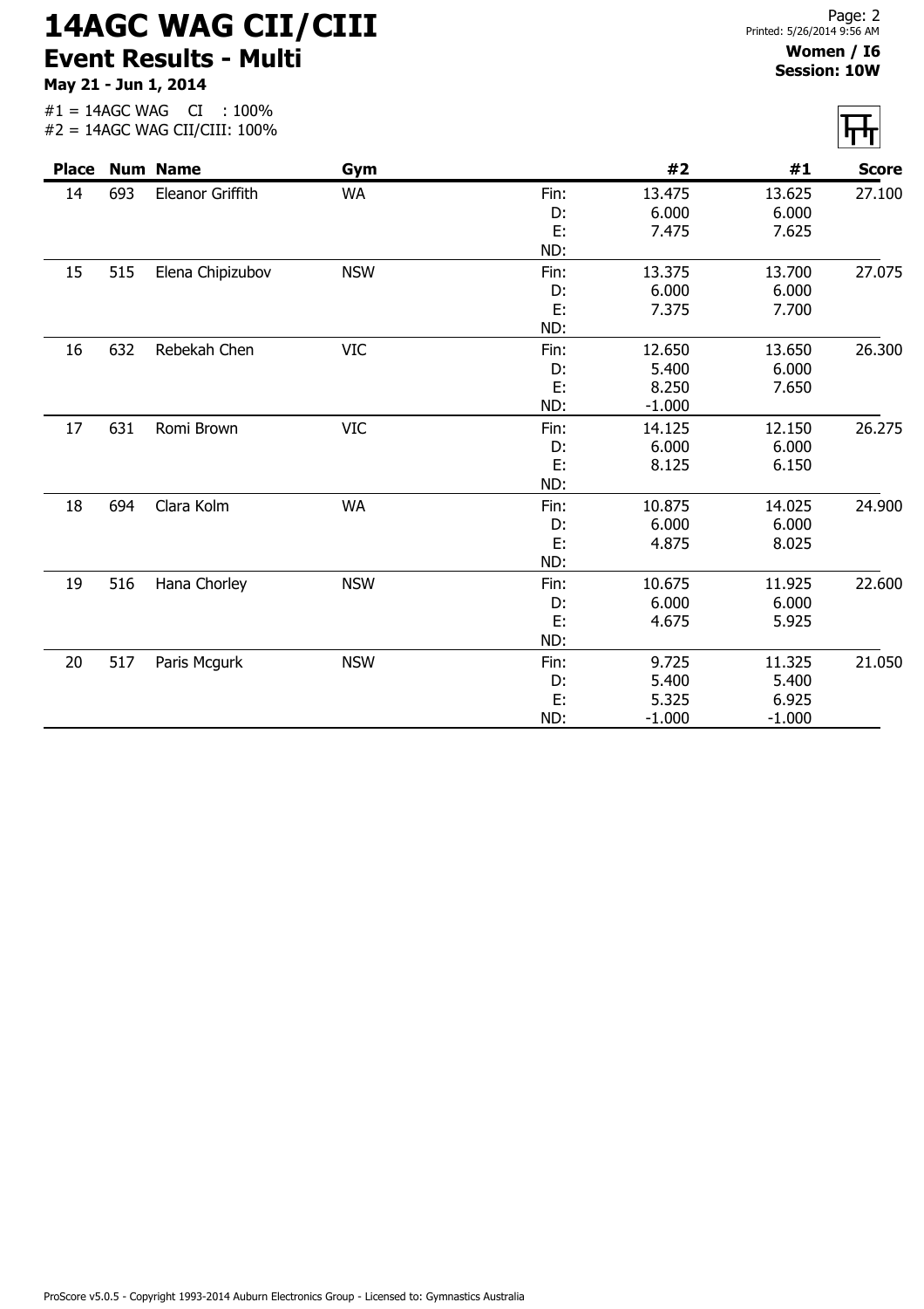# 14AGC WAG CII/CIII

## Event Results - Multi

**May 21 - Jun 1, 2014**

**Women / I6**
**Session: 10W**

#1 = 14AGC WAG CI : 100%
#2 = 14AGC WAG CII/CIII: 100%

| Place | Num | Name | Gym | | #2 | #1 | Score |
|---|---|---|---|---|---|---|---|
| 14 | 693 | Eleanor Griffith | WA | Fin: | 13.475 | 13.625 | 27.100 |
| | | | | D: | 6.000 | 6.000 | |
| | | | | E: | 7.475 | 7.625 | |
| | | | | ND: | | | |
| 15 | 515 | Elena Chipizubov | NSW | Fin: | 13.375 | 13.700 | 27.075 |
| | | | | D: | 6.000 | 6.000 | |
| | | | | E: | 7.375 | 7.700 | |
| | | | | ND: | | | |
| 16 | 632 | Rebekah Chen | VIC | Fin: | 12.650 | 13.650 | 26.300 |
| | | | | D: | 5.400 | 6.000 | |
| | | | | E: | 8.250 | 7.650 | |
| | | | | ND: | -1.000 | | |
| 17 | 631 | Romi Brown | VIC | Fin: | 14.125 | 12.150 | 26.275 |
| | | | | D: | 6.000 | 6.000 | |
| | | | | E: | 8.125 | 6.150 | |
| | | | | ND: | | | |
| 18 | 694 | Clara Kolm | WA | Fin: | 10.875 | 14.025 | 24.900 |
| | | | | D: | 6.000 | 6.000 | |
| | | | | E: | 4.875 | 8.025 | |
| | | | | ND: | | | |
| 19 | 516 | Hana Chorley | NSW | Fin: | 10.675 | 11.925 | 22.600 |
| | | | | D: | 6.000 | 6.000 | |
| | | | | E: | 4.675 | 5.925 | |
| | | | | ND: | | | |
| 20 | 517 | Paris Mcgurk | NSW | Fin: | 9.725 | 11.325 | 21.050 |
| | | | | D: | 5.400 | 5.400 | |
| | | | | E: | 5.325 | 6.925 | |
| | | | | ND: | -1.000 | -1.000 | |

ProScore v5.0.5 - Copyright 1993-2014 Auburn Electronics Group - Licensed to: Gymnastics Australia